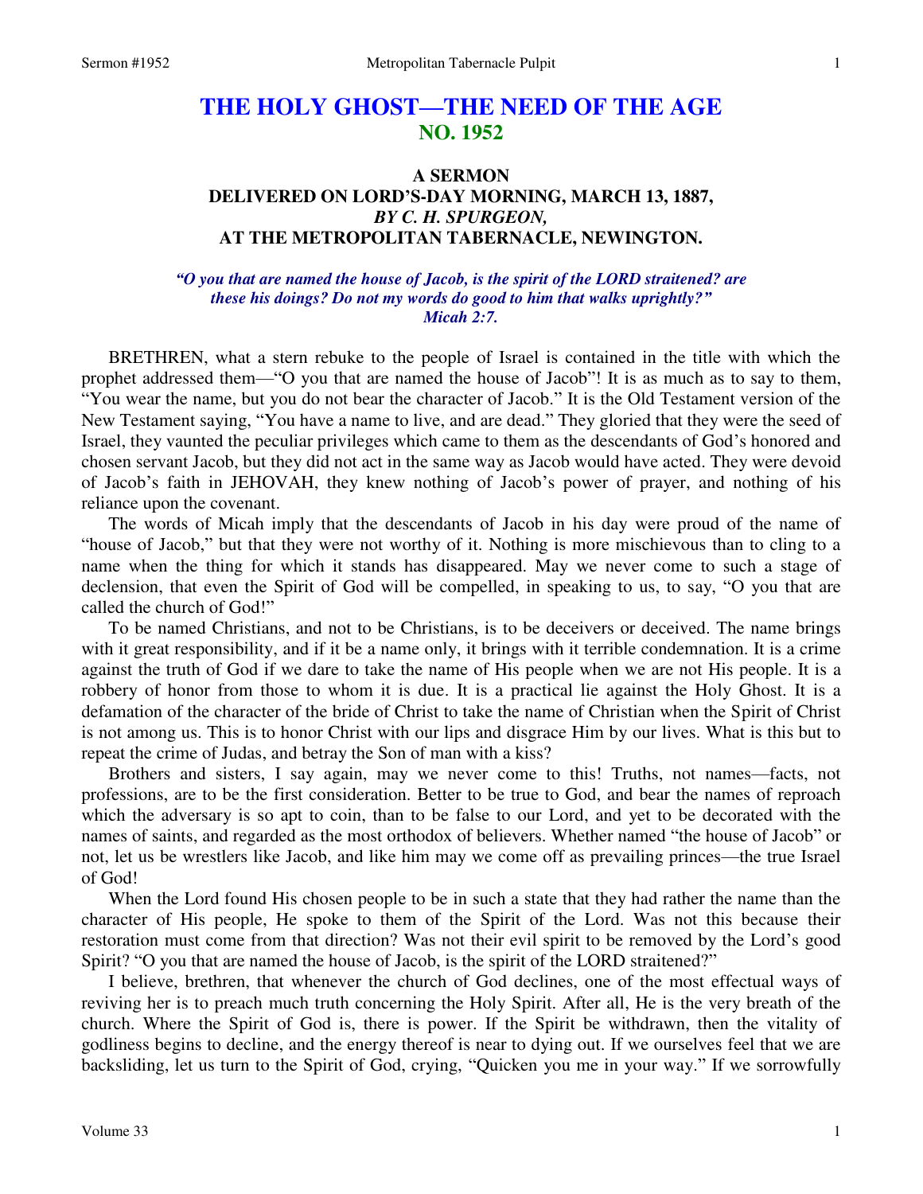# THE HOLY GHOST—THE NEED OF THE AGE
## NO. 1952

### A SERMON
### DELIVERED ON LORD'S-DAY MORNING, MARCH 13, 1887,
### *BY C. H. SPURGEON,*
### AT THE METROPOLITAN TABERNACLE, NEWINGTON.

*"O you that are named the house of Jacob, is the spirit of the LORD straitened? are these his doings? Do not my words do good to him that walks uprightly?"*
*Micah 2:7.*

BRETHREN, what a stern rebuke to the people of Israel is contained in the title with which the prophet addressed them—"O you that are named the house of Jacob"! It is as much as to say to them, "You wear the name, but you do not bear the character of Jacob." It is the Old Testament version of the New Testament saying, "You have a name to live, and are dead." They gloried that they were the seed of Israel, they vaunted the peculiar privileges which came to them as the descendants of God's honored and chosen servant Jacob, but they did not act in the same way as Jacob would have acted. They were devoid of Jacob's faith in JEHOVAH, they knew nothing of Jacob's power of prayer, and nothing of his reliance upon the covenant.

The words of Micah imply that the descendants of Jacob in his day were proud of the name of "house of Jacob," but that they were not worthy of it. Nothing is more mischievous than to cling to a name when the thing for which it stands has disappeared. May we never come to such a stage of declension, that even the Spirit of God will be compelled, in speaking to us, to say, "O you that are called the church of God!"

To be named Christians, and not to be Christians, is to be deceivers or deceived. The name brings with it great responsibility, and if it be a name only, it brings with it terrible condemnation. It is a crime against the truth of God if we dare to take the name of His people when we are not His people. It is a robbery of honor from those to whom it is due. It is a practical lie against the Holy Ghost. It is a defamation of the character of the bride of Christ to take the name of Christian when the Spirit of Christ is not among us. This is to honor Christ with our lips and disgrace Him by our lives. What is this but to repeat the crime of Judas, and betray the Son of man with a kiss?

Brothers and sisters, I say again, may we never come to this! Truths, not names—facts, not professions, are to be the first consideration. Better to be true to God, and bear the names of reproach which the adversary is so apt to coin, than to be false to our Lord, and yet to be decorated with the names of saints, and regarded as the most orthodox of believers. Whether named "the house of Jacob" or not, let us be wrestlers like Jacob, and like him may we come off as prevailing princes—the true Israel of God!

When the Lord found His chosen people to be in such a state that they had rather the name than the character of His people, He spoke to them of the Spirit of the Lord. Was not this because their restoration must come from that direction? Was not their evil spirit to be removed by the Lord's good Spirit? "O you that are named the house of Jacob, is the spirit of the LORD straitened?"

I believe, brethren, that whenever the church of God declines, one of the most effectual ways of reviving her is to preach much truth concerning the Holy Spirit. After all, He is the very breath of the church. Where the Spirit of God is, there is power. If the Spirit be withdrawn, then the vitality of godliness begins to decline, and the energy thereof is near to dying out. If we ourselves feel that we are backsliding, let us turn to the Spirit of God, crying, "Quicken you me in your way." If we sorrowfully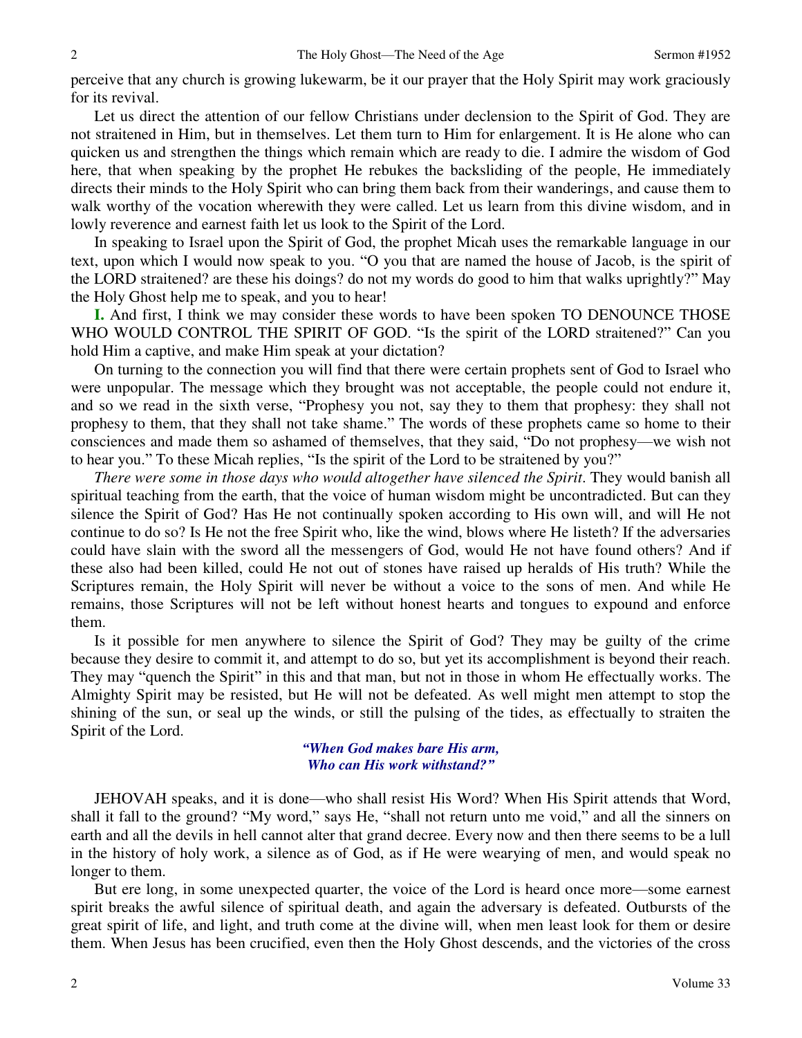perceive that any church is growing lukewarm, be it our prayer that the Holy Spirit may work graciously for its revival.

Let us direct the attention of our fellow Christians under declension to the Spirit of God. They are not straitened in Him, but in themselves. Let them turn to Him for enlargement. It is He alone who can quicken us and strengthen the things which remain which are ready to die. I admire the wisdom of God here, that when speaking by the prophet He rebukes the backsliding of the people, He immediately directs their minds to the Holy Spirit who can bring them back from their wanderings, and cause them to walk worthy of the vocation wherewith they were called. Let us learn from this divine wisdom, and in lowly reverence and earnest faith let us look to the Spirit of the Lord.

In speaking to Israel upon the Spirit of God, the prophet Micah uses the remarkable language in our text, upon which I would now speak to you. "O you that are named the house of Jacob, is the spirit of the LORD straitened? are these his doings? do not my words do good to him that walks uprightly?" May the Holy Ghost help me to speak, and you to hear!

**I.** And first, I think we may consider these words to have been spoken TO DENOUNCE THOSE WHO WOULD CONTROL THE SPIRIT OF GOD. "Is the spirit of the LORD straitened?" Can you hold Him a captive, and make Him speak at your dictation?

On turning to the connection you will find that there were certain prophets sent of God to Israel who were unpopular. The message which they brought was not acceptable, the people could not endure it, and so we read in the sixth verse, "Prophesy you not, say they to them that prophesy: they shall not prophesy to them, that they shall not take shame." The words of these prophets came so home to their consciences and made them so ashamed of themselves, that they said, "Do not prophesy—we wish not to hear you." To these Micah replies, "Is the spirit of the Lord to be straitened by you?"

*There were some in those days who would altogether have silenced the Spirit*. They would banish all spiritual teaching from the earth, that the voice of human wisdom might be uncontradicted. But can they silence the Spirit of God? Has He not continually spoken according to His own will, and will He not continue to do so? Is He not the free Spirit who, like the wind, blows where He listeth? If the adversaries could have slain with the sword all the messengers of God, would He not have found others? And if these also had been killed, could He not out of stones have raised up heralds of His truth? While the Scriptures remain, the Holy Spirit will never be without a voice to the sons of men. And while He remains, those Scriptures will not be left without honest hearts and tongues to expound and enforce them.

Is it possible for men anywhere to silence the Spirit of God? They may be guilty of the crime because they desire to commit it, and attempt to do so, but yet its accomplishment is beyond their reach. They may "quench the Spirit" in this and that man, but not in those in whom He effectually works. The Almighty Spirit may be resisted, but He will not be defeated. As well might men attempt to stop the shining of the sun, or seal up the winds, or still the pulsing of the tides, as effectually to straiten the Spirit of the Lord.

*"When God makes bare His arm,*
*Who can His work withstand?"*

JEHOVAH speaks, and it is done—who shall resist His Word? When His Spirit attends that Word, shall it fall to the ground? "My word," says He, "shall not return unto me void," and all the sinners on earth and all the devils in hell cannot alter that grand decree. Every now and then there seems to be a lull in the history of holy work, a silence as of God, as if He were wearying of men, and would speak no longer to them.

But ere long, in some unexpected quarter, the voice of the Lord is heard once more—some earnest spirit breaks the awful silence of spiritual death, and again the adversary is defeated. Outbursts of the great spirit of life, and light, and truth come at the divine will, when men least look for them or desire them. When Jesus has been crucified, even then the Holy Ghost descends, and the victories of the cross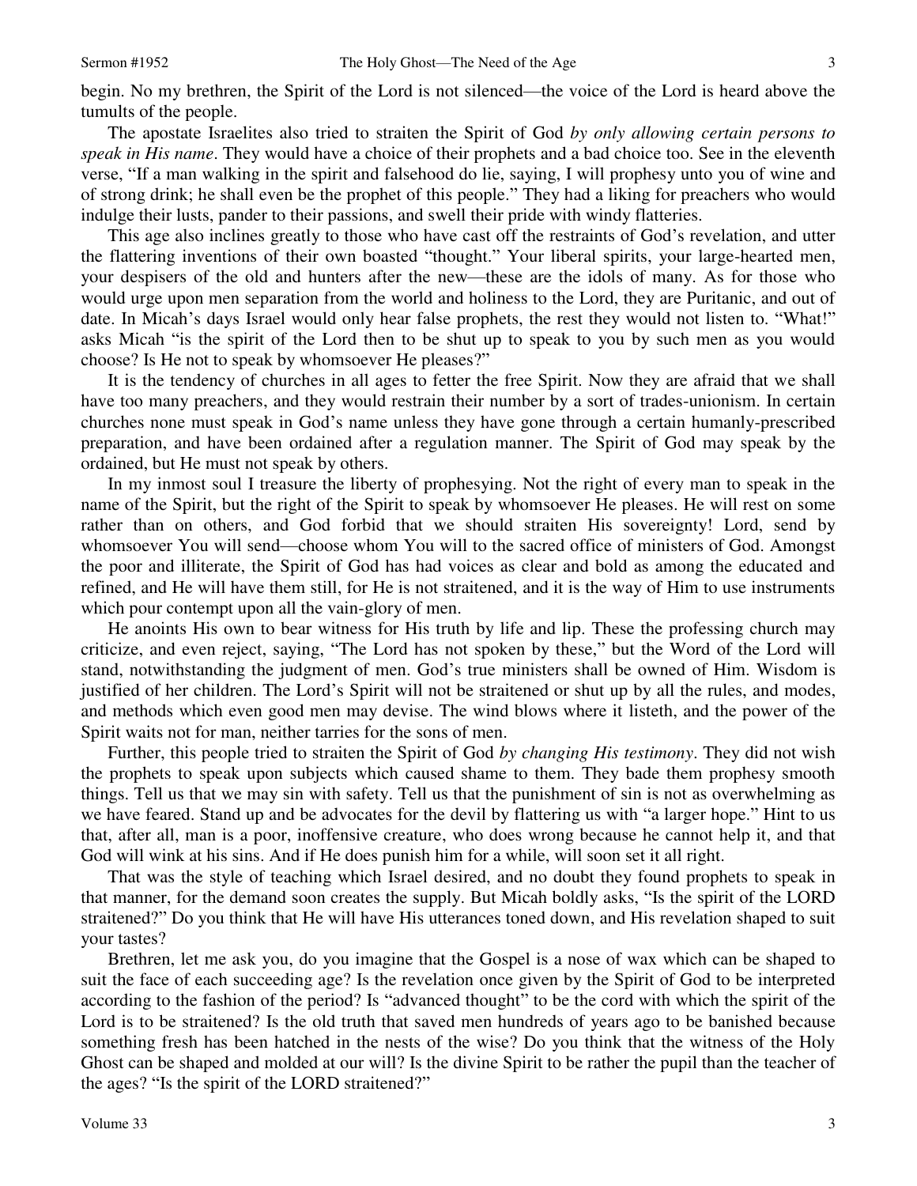begin. No my brethren, the Spirit of the Lord is not silenced—the voice of the Lord is heard above the tumults of the people.

The apostate Israelites also tried to straiten the Spirit of God *by only allowing certain persons to speak in His name*. They would have a choice of their prophets and a bad choice too. See in the eleventh verse, "If a man walking in the spirit and falsehood do lie, saying, I will prophesy unto you of wine and of strong drink; he shall even be the prophet of this people." They had a liking for preachers who would indulge their lusts, pander to their passions, and swell their pride with windy flatteries.

This age also inclines greatly to those who have cast off the restraints of God's revelation, and utter the flattering inventions of their own boasted "thought." Your liberal spirits, your large-hearted men, your despisers of the old and hunters after the new—these are the idols of many. As for those who would urge upon men separation from the world and holiness to the Lord, they are Puritanic, and out of date. In Micah's days Israel would only hear false prophets, the rest they would not listen to. "What!" asks Micah "is the spirit of the Lord then to be shut up to speak to you by such men as you would choose? Is He not to speak by whomsoever He pleases?"

It is the tendency of churches in all ages to fetter the free Spirit. Now they are afraid that we shall have too many preachers, and they would restrain their number by a sort of trades-unionism. In certain churches none must speak in God's name unless they have gone through a certain humanly-prescribed preparation, and have been ordained after a regulation manner. The Spirit of God may speak by the ordained, but He must not speak by others.

In my inmost soul I treasure the liberty of prophesying. Not the right of every man to speak in the name of the Spirit, but the right of the Spirit to speak by whomsoever He pleases. He will rest on some rather than on others, and God forbid that we should straiten His sovereignty! Lord, send by whomsoever You will send—choose whom You will to the sacred office of ministers of God. Amongst the poor and illiterate, the Spirit of God has had voices as clear and bold as among the educated and refined, and He will have them still, for He is not straitened, and it is the way of Him to use instruments which pour contempt upon all the vain-glory of men.

He anoints His own to bear witness for His truth by life and lip. These the professing church may criticize, and even reject, saying, "The Lord has not spoken by these," but the Word of the Lord will stand, notwithstanding the judgment of men. God's true ministers shall be owned of Him. Wisdom is justified of her children. The Lord's Spirit will not be straitened or shut up by all the rules, and modes, and methods which even good men may devise. The wind blows where it listeth, and the power of the Spirit waits not for man, neither tarries for the sons of men.

Further, this people tried to straiten the Spirit of God *by changing His testimony*. They did not wish the prophets to speak upon subjects which caused shame to them. They bade them prophesy smooth things. Tell us that we may sin with safety. Tell us that the punishment of sin is not as overwhelming as we have feared. Stand up and be advocates for the devil by flattering us with "a larger hope." Hint to us that, after all, man is a poor, inoffensive creature, who does wrong because he cannot help it, and that God will wink at his sins. And if He does punish him for a while, will soon set it all right.

That was the style of teaching which Israel desired, and no doubt they found prophets to speak in that manner, for the demand soon creates the supply. But Micah boldly asks, "Is the spirit of the LORD straitened?" Do you think that He will have His utterances toned down, and His revelation shaped to suit your tastes?

Brethren, let me ask you, do you imagine that the Gospel is a nose of wax which can be shaped to suit the face of each succeeding age? Is the revelation once given by the Spirit of God to be interpreted according to the fashion of the period? Is "advanced thought" to be the cord with which the spirit of the Lord is to be straitened? Is the old truth that saved men hundreds of years ago to be banished because something fresh has been hatched in the nests of the wise? Do you think that the witness of the Holy Ghost can be shaped and molded at our will? Is the divine Spirit to be rather the pupil than the teacher of the ages? "Is the spirit of the LORD straitened?"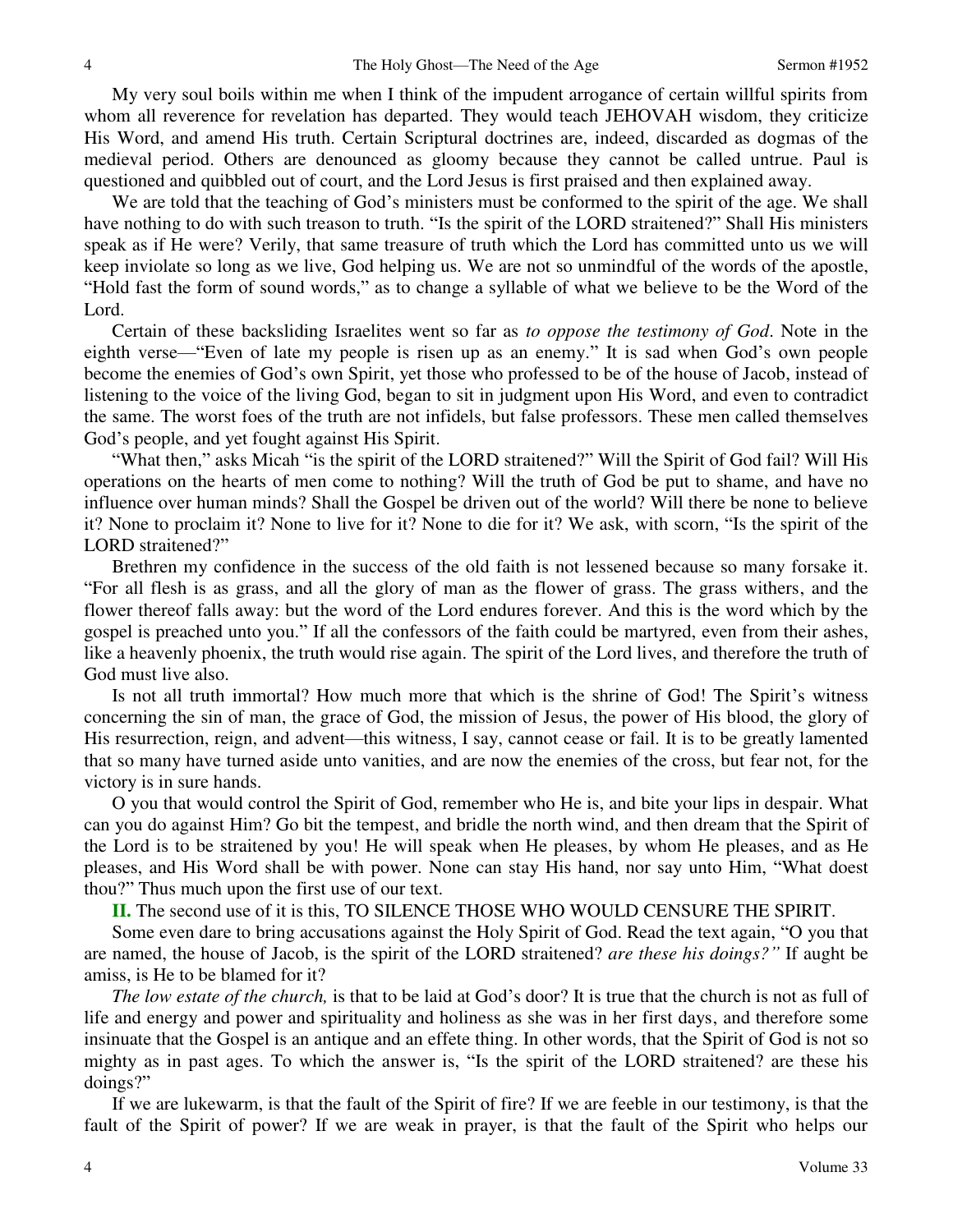My very soul boils within me when I think of the impudent arrogance of certain willful spirits from whom all reverence for revelation has departed. They would teach JEHOVAH wisdom, they criticize His Word, and amend His truth. Certain Scriptural doctrines are, indeed, discarded as dogmas of the medieval period. Others are denounced as gloomy because they cannot be called untrue. Paul is questioned and quibbled out of court, and the Lord Jesus is first praised and then explained away.

We are told that the teaching of God's ministers must be conformed to the spirit of the age. We shall have nothing to do with such treason to truth. "Is the spirit of the LORD straitened?" Shall His ministers speak as if He were? Verily, that same treasure of truth which the Lord has committed unto us we will keep inviolate so long as we live, God helping us. We are not so unmindful of the words of the apostle, "Hold fast the form of sound words," as to change a syllable of what we believe to be the Word of the Lord.

Certain of these backsliding Israelites went so far as *to oppose the testimony of God*. Note in the eighth verse—"Even of late my people is risen up as an enemy." It is sad when God's own people become the enemies of God's own Spirit, yet those who professed to be of the house of Jacob, instead of listening to the voice of the living God, began to sit in judgment upon His Word, and even to contradict the same. The worst foes of the truth are not infidels, but false professors. These men called themselves God's people, and yet fought against His Spirit.

"What then," asks Micah "is the spirit of the LORD straitened?" Will the Spirit of God fail? Will His operations on the hearts of men come to nothing? Will the truth of God be put to shame, and have no influence over human minds? Shall the Gospel be driven out of the world? Will there be none to believe it? None to proclaim it? None to live for it? None to die for it? We ask, with scorn, "Is the spirit of the LORD straitened?"

Brethren my confidence in the success of the old faith is not lessened because so many forsake it. "For all flesh is as grass, and all the glory of man as the flower of grass. The grass withers, and the flower thereof falls away: but the word of the Lord endures forever. And this is the word which by the gospel is preached unto you." If all the confessors of the faith could be martyred, even from their ashes, like a heavenly phoenix, the truth would rise again. The spirit of the Lord lives, and therefore the truth of God must live also.

Is not all truth immortal? How much more that which is the shrine of God! The Spirit's witness concerning the sin of man, the grace of God, the mission of Jesus, the power of His blood, the glory of His resurrection, reign, and advent—this witness, I say, cannot cease or fail. It is to be greatly lamented that so many have turned aside unto vanities, and are now the enemies of the cross, but fear not, for the victory is in sure hands.

O you that would control the Spirit of God, remember who He is, and bite your lips in despair. What can you do against Him? Go bit the tempest, and bridle the north wind, and then dream that the Spirit of the Lord is to be straitened by you! He will speak when He pleases, by whom He pleases, and as He pleases, and His Word shall be with power. None can stay His hand, nor say unto Him, "What doest thou?" Thus much upon the first use of our text.

**II.** The second use of it is this, TO SILENCE THOSE WHO WOULD CENSURE THE SPIRIT.

Some even dare to bring accusations against the Holy Spirit of God. Read the text again, "O you that are named, the house of Jacob, is the spirit of the LORD straitened? *are these his doings?"* If aught be amiss, is He to be blamed for it?

*The low estate of the church,* is that to be laid at God's door? It is true that the church is not as full of life and energy and power and spirituality and holiness as she was in her first days, and therefore some insinuate that the Gospel is an antique and an effete thing. In other words, that the Spirit of God is not so mighty as in past ages. To which the answer is, "Is the spirit of the LORD straitened? are these his doings?"

If we are lukewarm, is that the fault of the Spirit of fire? If we are feeble in our testimony, is that the fault of the Spirit of power? If we are weak in prayer, is that the fault of the Spirit who helps our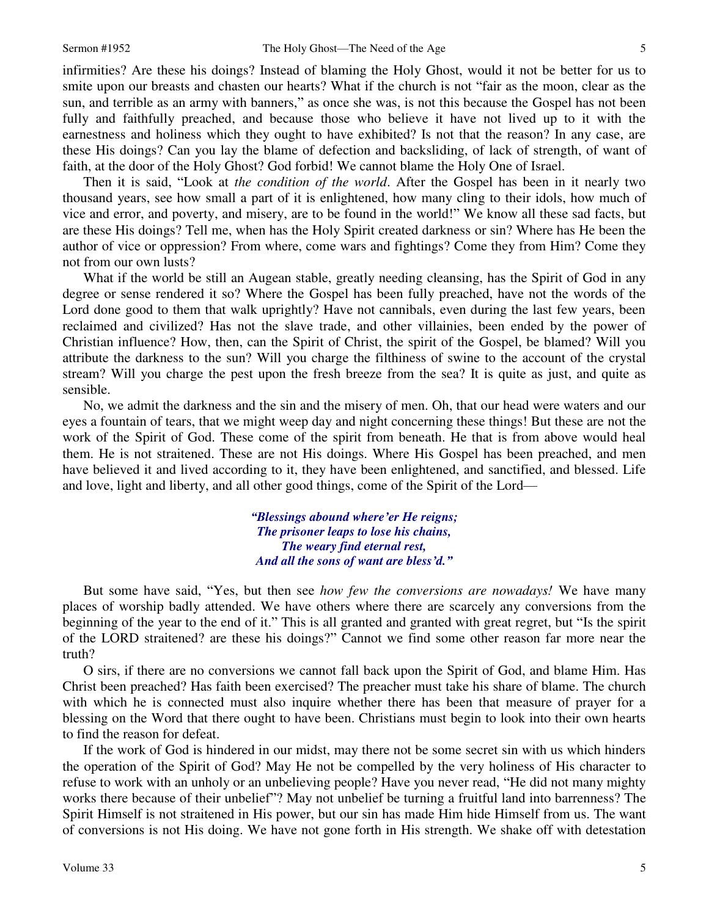infirmities? Are these his doings? Instead of blaming the Holy Ghost, would it not be better for us to smite upon our breasts and chasten our hearts? What if the church is not "fair as the moon, clear as the sun, and terrible as an army with banners," as once she was, is not this because the Gospel has not been fully and faithfully preached, and because those who believe it have not lived up to it with the earnestness and holiness which they ought to have exhibited? Is not that the reason? In any case, are these His doings? Can you lay the blame of defection and backsliding, of lack of strength, of want of faith, at the door of the Holy Ghost? God forbid! We cannot blame the Holy One of Israel.

Then it is said, "Look at *the condition of the world*. After the Gospel has been in it nearly two thousand years, see how small a part of it is enlightened, how many cling to their idols, how much of vice and error, and poverty, and misery, are to be found in the world!" We know all these sad facts, but are these His doings? Tell me, when has the Holy Spirit created darkness or sin? Where has He been the author of vice or oppression? From where, come wars and fightings? Come they from Him? Come they not from our own lusts?

What if the world be still an Augean stable, greatly needing cleansing, has the Spirit of God in any degree or sense rendered it so? Where the Gospel has been fully preached, have not the words of the Lord done good to them that walk uprightly? Have not cannibals, even during the last few years, been reclaimed and civilized? Has not the slave trade, and other villainies, been ended by the power of Christian influence? How, then, can the Spirit of Christ, the spirit of the Gospel, be blamed? Will you attribute the darkness to the sun? Will you charge the filthiness of swine to the account of the crystal stream? Will you charge the pest upon the fresh breeze from the sea? It is quite as just, and quite as sensible.

No, we admit the darkness and the sin and the misery of men. Oh, that our head were waters and our eyes a fountain of tears, that we might weep day and night concerning these things! But these are not the work of the Spirit of God. These come of the spirit from beneath. He that is from above would heal them. He is not straitened. These are not His doings. Where His Gospel has been preached, and men have believed it and lived according to it, they have been enlightened, and sanctified, and blessed. Life and love, light and liberty, and all other good things, come of the Spirit of the Lord—

> ***"Blessings abound where'er He reigns;***
> ***The prisoner leaps to lose his chains,***
> ***The weary find eternal rest,***
> ***And all the sons of want are bless'd."***

But some have said, "Yes, but then see *how few the conversions are nowadays!* We have many places of worship badly attended. We have others where there are scarcely any conversions from the beginning of the year to the end of it." This is all granted and granted with great regret, but "Is the spirit of the LORD straitened? are these his doings?" Cannot we find some other reason far more near the truth?

O sirs, if there are no conversions we cannot fall back upon the Spirit of God, and blame Him. Has Christ been preached? Has faith been exercised? The preacher must take his share of blame. The church with which he is connected must also inquire whether there has been that measure of prayer for a blessing on the Word that there ought to have been. Christians must begin to look into their own hearts to find the reason for defeat.

If the work of God is hindered in our midst, may there not be some secret sin with us which hinders the operation of the Spirit of God? May He not be compelled by the very holiness of His character to refuse to work with an unholy or an unbelieving people? Have you never read, "He did not many mighty works there because of their unbelief"? May not unbelief be turning a fruitful land into barrenness? The Spirit Himself is not straitened in His power, but our sin has made Him hide Himself from us. The want of conversions is not His doing. We have not gone forth in His strength. We shake off with detestation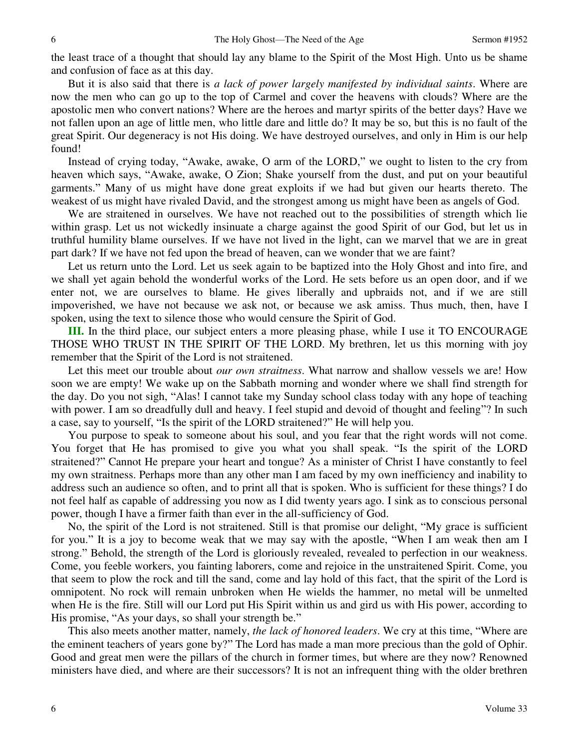the least trace of a thought that should lay any blame to the Spirit of the Most High. Unto us be shame and confusion of face as at this day.

But it is also said that there is *a lack of power largely manifested by individual saints*. Where are now the men who can go up to the top of Carmel and cover the heavens with clouds? Where are the apostolic men who convert nations? Where are the heroes and martyr spirits of the better days? Have we not fallen upon an age of little men, who little dare and little do? It may be so, but this is no fault of the great Spirit. Our degeneracy is not His doing. We have destroyed ourselves, and only in Him is our help found!

Instead of crying today, "Awake, awake, O arm of the LORD," we ought to listen to the cry from heaven which says, "Awake, awake, O Zion; Shake yourself from the dust, and put on your beautiful garments." Many of us might have done great exploits if we had but given our hearts thereto. The weakest of us might have rivaled David, and the strongest among us might have been as angels of God.

We are straitened in ourselves. We have not reached out to the possibilities of strength which lie within grasp. Let us not wickedly insinuate a charge against the good Spirit of our God, but let us in truthful humility blame ourselves. If we have not lived in the light, can we marvel that we are in great part dark? If we have not fed upon the bread of heaven, can we wonder that we are faint?

Let us return unto the Lord. Let us seek again to be baptized into the Holy Ghost and into fire, and we shall yet again behold the wonderful works of the Lord. He sets before us an open door, and if we enter not, we are ourselves to blame. He gives liberally and upbraids not, and if we are still impoverished, we have not because we ask not, or because we ask amiss. Thus much, then, have I spoken, using the text to silence those who would censure the Spirit of God.

**III.** In the third place, our subject enters a more pleasing phase, while I use it TO ENCOURAGE THOSE WHO TRUST IN THE SPIRIT OF THE LORD. My brethren, let us this morning with joy remember that the Spirit of the Lord is not straitened.

Let this meet our trouble about *our own straitness*. What narrow and shallow vessels we are! How soon we are empty! We wake up on the Sabbath morning and wonder where we shall find strength for the day. Do you not sigh, "Alas! I cannot take my Sunday school class today with any hope of teaching with power. I am so dreadfully dull and heavy. I feel stupid and devoid of thought and feeling"? In such a case, say to yourself, "Is the spirit of the LORD straitened?" He will help you.

You purpose to speak to someone about his soul, and you fear that the right words will not come. You forget that He has promised to give you what you shall speak. "Is the spirit of the LORD straitened?" Cannot He prepare your heart and tongue? As a minister of Christ I have constantly to feel my own straitness. Perhaps more than any other man I am faced by my own inefficiency and inability to address such an audience so often, and to print all that is spoken. Who is sufficient for these things? I do not feel half as capable of addressing you now as I did twenty years ago. I sink as to conscious personal power, though I have a firmer faith than ever in the all-sufficiency of God.

No, the spirit of the Lord is not straitened. Still is that promise our delight, "My grace is sufficient for you." It is a joy to become weak that we may say with the apostle, "When I am weak then am I strong." Behold, the strength of the Lord is gloriously revealed, revealed to perfection in our weakness. Come, you feeble workers, you fainting laborers, come and rejoice in the unstraitened Spirit. Come, you that seem to plow the rock and till the sand, come and lay hold of this fact, that the spirit of the Lord is omnipotent. No rock will remain unbroken when He wields the hammer, no metal will be unmelted when He is the fire. Still will our Lord put His Spirit within us and gird us with His power, according to His promise, "As your days, so shall your strength be."

This also meets another matter, namely, *the lack of honored leaders*. We cry at this time, "Where are the eminent teachers of years gone by?" The Lord has made a man more precious than the gold of Ophir. Good and great men were the pillars of the church in former times, but where are they now? Renowned ministers have died, and where are their successors? It is not an infrequent thing with the older brethren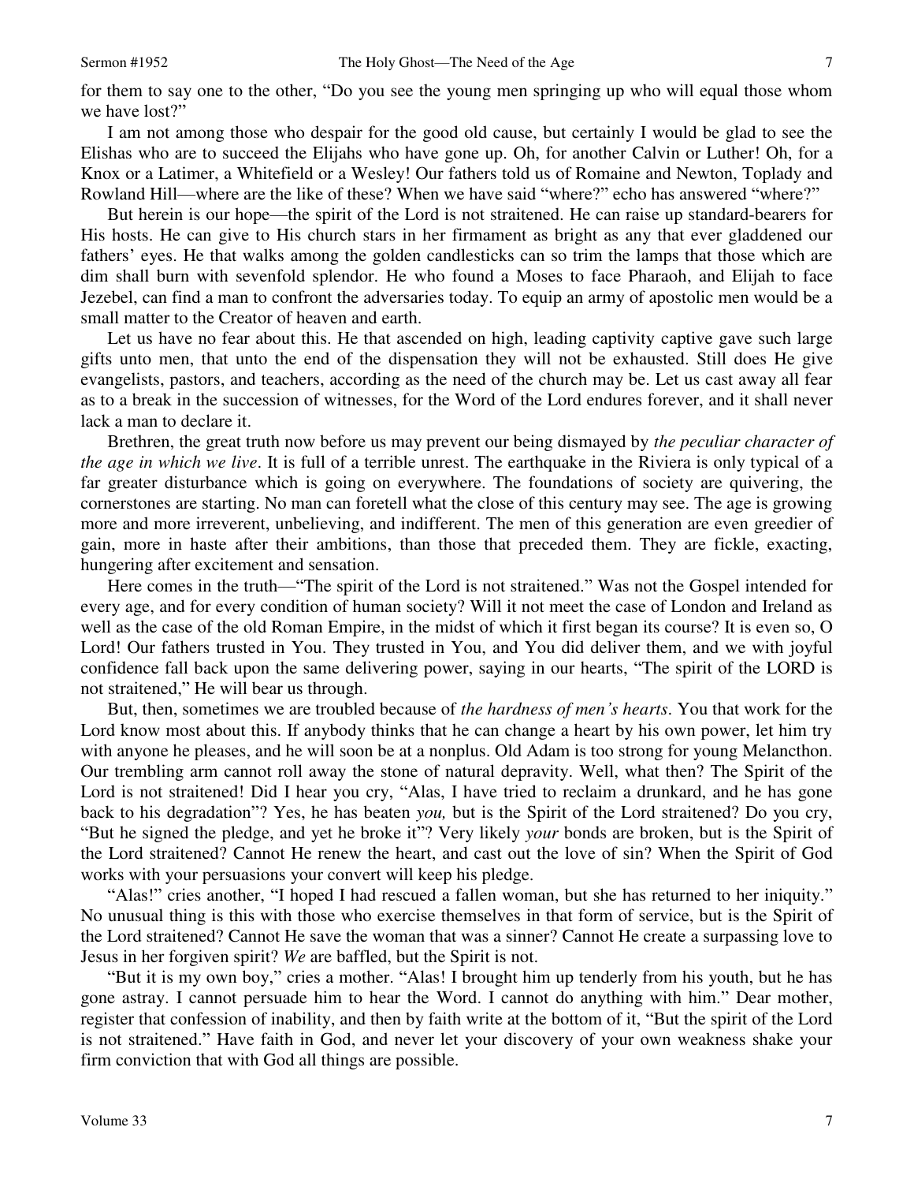for them to say one to the other, "Do you see the young men springing up who will equal those whom we have lost?"

I am not among those who despair for the good old cause, but certainly I would be glad to see the Elishas who are to succeed the Elijahs who have gone up. Oh, for another Calvin or Luther! Oh, for a Knox or a Latimer, a Whitefield or a Wesley! Our fathers told us of Romaine and Newton, Toplady and Rowland Hill—where are the like of these? When we have said "where?" echo has answered "where?"

But herein is our hope—the spirit of the Lord is not straitened. He can raise up standard-bearers for His hosts. He can give to His church stars in her firmament as bright as any that ever gladdened our fathers' eyes. He that walks among the golden candlesticks can so trim the lamps that those which are dim shall burn with sevenfold splendor. He who found a Moses to face Pharaoh, and Elijah to face Jezebel, can find a man to confront the adversaries today. To equip an army of apostolic men would be a small matter to the Creator of heaven and earth.

Let us have no fear about this. He that ascended on high, leading captivity captive gave such large gifts unto men, that unto the end of the dispensation they will not be exhausted. Still does He give evangelists, pastors, and teachers, according as the need of the church may be. Let us cast away all fear as to a break in the succession of witnesses, for the Word of the Lord endures forever, and it shall never lack a man to declare it.

Brethren, the great truth now before us may prevent our being dismayed by *the peculiar character of the age in which we live*. It is full of a terrible unrest. The earthquake in the Riviera is only typical of a far greater disturbance which is going on everywhere. The foundations of society are quivering, the cornerstones are starting. No man can foretell what the close of this century may see. The age is growing more and more irreverent, unbelieving, and indifferent. The men of this generation are even greedier of gain, more in haste after their ambitions, than those that preceded them. They are fickle, exacting, hungering after excitement and sensation.

Here comes in the truth—"The spirit of the Lord is not straitened." Was not the Gospel intended for every age, and for every condition of human society? Will it not meet the case of London and Ireland as well as the case of the old Roman Empire, in the midst of which it first began its course? It is even so, O Lord! Our fathers trusted in You. They trusted in You, and You did deliver them, and we with joyful confidence fall back upon the same delivering power, saying in our hearts, "The spirit of the LORD is not straitened," He will bear us through.

But, then, sometimes we are troubled because of *the hardness of men's hearts*. You that work for the Lord know most about this. If anybody thinks that he can change a heart by his own power, let him try with anyone he pleases, and he will soon be at a nonplus. Old Adam is too strong for young Melancthon. Our trembling arm cannot roll away the stone of natural depravity. Well, what then? The Spirit of the Lord is not straitened! Did I hear you cry, "Alas, I have tried to reclaim a drunkard, and he has gone back to his degradation"? Yes, he has beaten *you,* but is the Spirit of the Lord straitened? Do you cry, "But he signed the pledge, and yet he broke it"? Very likely *your* bonds are broken, but is the Spirit of the Lord straitened? Cannot He renew the heart, and cast out the love of sin? When the Spirit of God works with your persuasions your convert will keep his pledge.

"Alas!" cries another, "I hoped I had rescued a fallen woman, but she has returned to her iniquity." No unusual thing is this with those who exercise themselves in that form of service, but is the Spirit of the Lord straitened? Cannot He save the woman that was a sinner? Cannot He create a surpassing love to Jesus in her forgiven spirit? *We* are baffled, but the Spirit is not.

"But it is my own boy," cries a mother. "Alas! I brought him up tenderly from his youth, but he has gone astray. I cannot persuade him to hear the Word. I cannot do anything with him." Dear mother, register that confession of inability, and then by faith write at the bottom of it, "But the spirit of the Lord is not straitened." Have faith in God, and never let your discovery of your own weakness shake your firm conviction that with God all things are possible.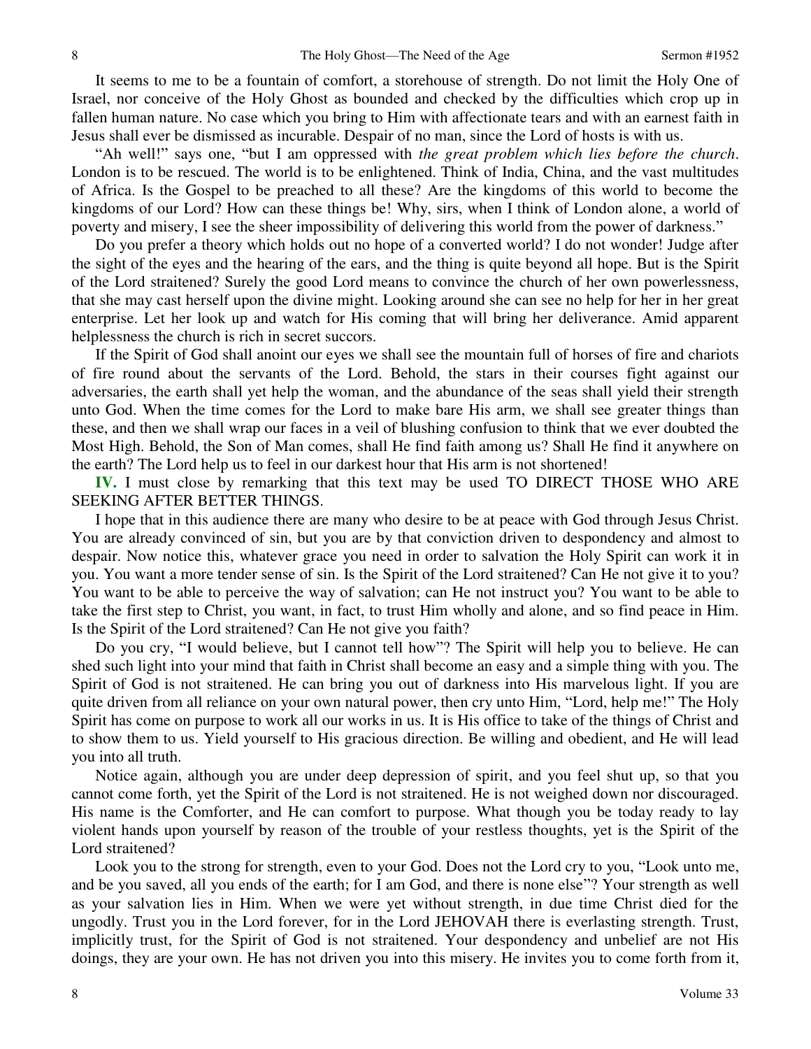It seems to me to be a fountain of comfort, a storehouse of strength. Do not limit the Holy One of Israel, nor conceive of the Holy Ghost as bounded and checked by the difficulties which crop up in fallen human nature. No case which you bring to Him with affectionate tears and with an earnest faith in Jesus shall ever be dismissed as incurable. Despair of no man, since the Lord of hosts is with us.

"Ah well!" says one, "but I am oppressed with *the great problem which lies before the church*. London is to be rescued. The world is to be enlightened. Think of India, China, and the vast multitudes of Africa. Is the Gospel to be preached to all these? Are the kingdoms of this world to become the kingdoms of our Lord? How can these things be! Why, sirs, when I think of London alone, a world of poverty and misery, I see the sheer impossibility of delivering this world from the power of darkness."

Do you prefer a theory which holds out no hope of a converted world? I do not wonder! Judge after the sight of the eyes and the hearing of the ears, and the thing is quite beyond all hope. But is the Spirit of the Lord straitened? Surely the good Lord means to convince the church of her own powerlessness, that she may cast herself upon the divine might. Looking around she can see no help for her in her great enterprise. Let her look up and watch for His coming that will bring her deliverance. Amid apparent helplessness the church is rich in secret succors.

If the Spirit of God shall anoint our eyes we shall see the mountain full of horses of fire and chariots of fire round about the servants of the Lord. Behold, the stars in their courses fight against our adversaries, the earth shall yet help the woman, and the abundance of the seas shall yield their strength unto God. When the time comes for the Lord to make bare His arm, we shall see greater things than these, and then we shall wrap our faces in a veil of blushing confusion to think that we ever doubted the Most High. Behold, the Son of Man comes, shall He find faith among us? Shall He find it anywhere on the earth? The Lord help us to feel in our darkest hour that His arm is not shortened!

**IV.** I must close by remarking that this text may be used TO DIRECT THOSE WHO ARE SEEKING AFTER BETTER THINGS.

I hope that in this audience there are many who desire to be at peace with God through Jesus Christ. You are already convinced of sin, but you are by that conviction driven to despondency and almost to despair. Now notice this, whatever grace you need in order to salvation the Holy Spirit can work it in you. You want a more tender sense of sin. Is the Spirit of the Lord straitened? Can He not give it to you? You want to be able to perceive the way of salvation; can He not instruct you? You want to be able to take the first step to Christ, you want, in fact, to trust Him wholly and alone, and so find peace in Him. Is the Spirit of the Lord straitened? Can He not give you faith?

Do you cry, "I would believe, but I cannot tell how"? The Spirit will help you to believe. He can shed such light into your mind that faith in Christ shall become an easy and a simple thing with you. The Spirit of God is not straitened. He can bring you out of darkness into His marvelous light. If you are quite driven from all reliance on your own natural power, then cry unto Him, "Lord, help me!" The Holy Spirit has come on purpose to work all our works in us. It is His office to take of the things of Christ and to show them to us. Yield yourself to His gracious direction. Be willing and obedient, and He will lead you into all truth.

Notice again, although you are under deep depression of spirit, and you feel shut up, so that you cannot come forth, yet the Spirit of the Lord is not straitened. He is not weighed down nor discouraged. His name is the Comforter, and He can comfort to purpose. What though you be today ready to lay violent hands upon yourself by reason of the trouble of your restless thoughts, yet is the Spirit of the Lord straitened?

Look you to the strong for strength, even to your God. Does not the Lord cry to you, "Look unto me, and be you saved, all you ends of the earth; for I am God, and there is none else"? Your strength as well as your salvation lies in Him. When we were yet without strength, in due time Christ died for the ungodly. Trust you in the Lord forever, for in the Lord JEHOVAH there is everlasting strength. Trust, implicitly trust, for the Spirit of God is not straitened. Your despondency and unbelief are not His doings, they are your own. He has not driven you into this misery. He invites you to come forth from it,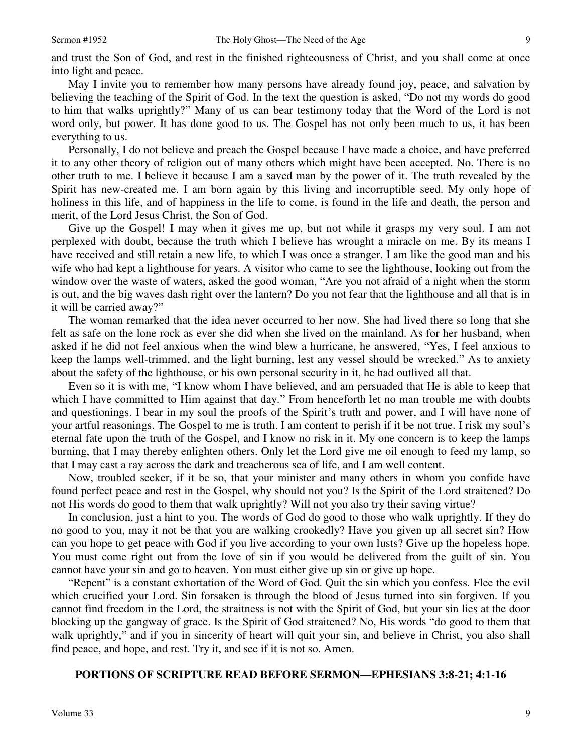and trust the Son of God, and rest in the finished righteousness of Christ, and you shall come at once into light and peace.

May I invite you to remember how many persons have already found joy, peace, and salvation by believing the teaching of the Spirit of God. In the text the question is asked, "Do not my words do good to him that walks uprightly?" Many of us can bear testimony today that the Word of the Lord is not word only, but power. It has done good to us. The Gospel has not only been much to us, it has been everything to us.

Personally, I do not believe and preach the Gospel because I have made a choice, and have preferred it to any other theory of religion out of many others which might have been accepted. No. There is no other truth to me. I believe it because I am a saved man by the power of it. The truth revealed by the Spirit has new-created me. I am born again by this living and incorruptible seed. My only hope of holiness in this life, and of happiness in the life to come, is found in the life and death, the person and merit, of the Lord Jesus Christ, the Son of God.

Give up the Gospel! I may when it gives me up, but not while it grasps my very soul. I am not perplexed with doubt, because the truth which I believe has wrought a miracle on me. By its means I have received and still retain a new life, to which I was once a stranger. I am like the good man and his wife who had kept a lighthouse for years. A visitor who came to see the lighthouse, looking out from the window over the waste of waters, asked the good woman, "Are you not afraid of a night when the storm is out, and the big waves dash right over the lantern? Do you not fear that the lighthouse and all that is in it will be carried away?"

The woman remarked that the idea never occurred to her now. She had lived there so long that she felt as safe on the lone rock as ever she did when she lived on the mainland. As for her husband, when asked if he did not feel anxious when the wind blew a hurricane, he answered, "Yes, I feel anxious to keep the lamps well-trimmed, and the light burning, lest any vessel should be wrecked." As to anxiety about the safety of the lighthouse, or his own personal security in it, he had outlived all that.

Even so it is with me, "I know whom I have believed, and am persuaded that He is able to keep that which I have committed to Him against that day." From henceforth let no man trouble me with doubts and questionings. I bear in my soul the proofs of the Spirit's truth and power, and I will have none of your artful reasonings. The Gospel to me is truth. I am content to perish if it be not true. I risk my soul's eternal fate upon the truth of the Gospel, and I know no risk in it. My one concern is to keep the lamps burning, that I may thereby enlighten others. Only let the Lord give me oil enough to feed my lamp, so that I may cast a ray across the dark and treacherous sea of life, and I am well content.

Now, troubled seeker, if it be so, that your minister and many others in whom you confide have found perfect peace and rest in the Gospel, why should not you? Is the Spirit of the Lord straitened? Do not His words do good to them that walk uprightly? Will not you also try their saving virtue?

In conclusion, just a hint to you. The words of God do good to those who walk uprightly. If they do no good to you, may it not be that you are walking crookedly? Have you given up all secret sin? How can you hope to get peace with God if you live according to your own lusts? Give up the hopeless hope. You must come right out from the love of sin if you would be delivered from the guilt of sin. You cannot have your sin and go to heaven. You must either give up sin or give up hope.

"Repent" is a constant exhortation of the Word of God. Quit the sin which you confess. Flee the evil which crucified your Lord. Sin forsaken is through the blood of Jesus turned into sin forgiven. If you cannot find freedom in the Lord, the straitness is not with the Spirit of God, but your sin lies at the door blocking up the gangway of grace. Is the Spirit of God straitened? No, His words "do good to them that walk uprightly," and if you in sincerity of heart will quit your sin, and believe in Christ, you also shall find peace, and hope, and rest. Try it, and see if it is not so. Amen.

## PORTIONS OF SCRIPTURE READ BEFORE SERMON—EPHESIANS 3:8-21; 4:1-16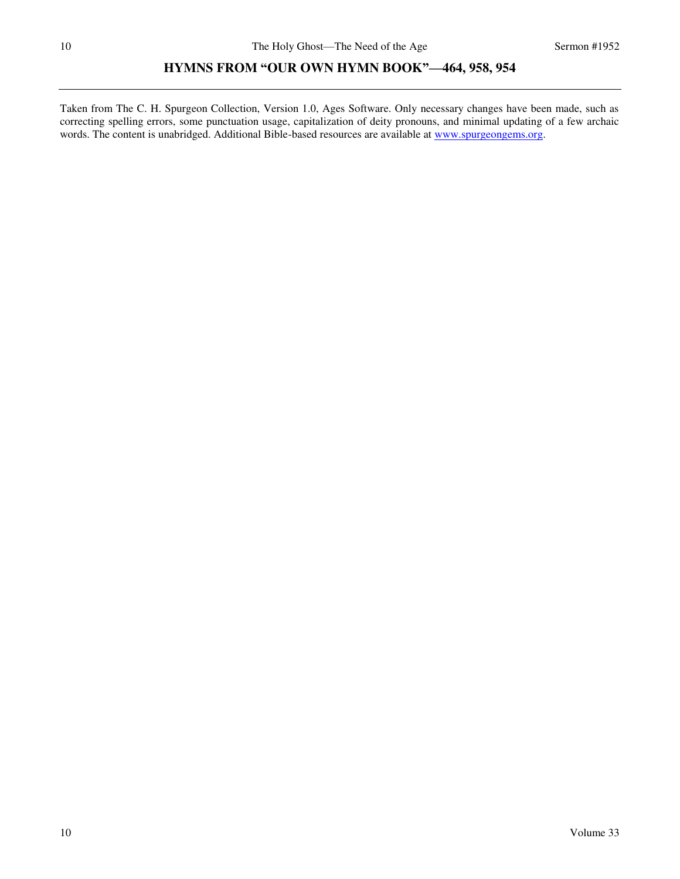## HYMNS FROM "OUR OWN HYMN BOOK"—464, 958, 954

---

Taken from The C. H. Spurgeon Collection, Version 1.0, Ages Software. Only necessary changes have been made, such as correcting spelling errors, some punctuation usage, capitalization of deity pronouns, and minimal updating of a few archaic words. The content is unabridged. Additional Bible-based resources are available at [www.spurgeongems.org](http://www.spurgeongems.org).